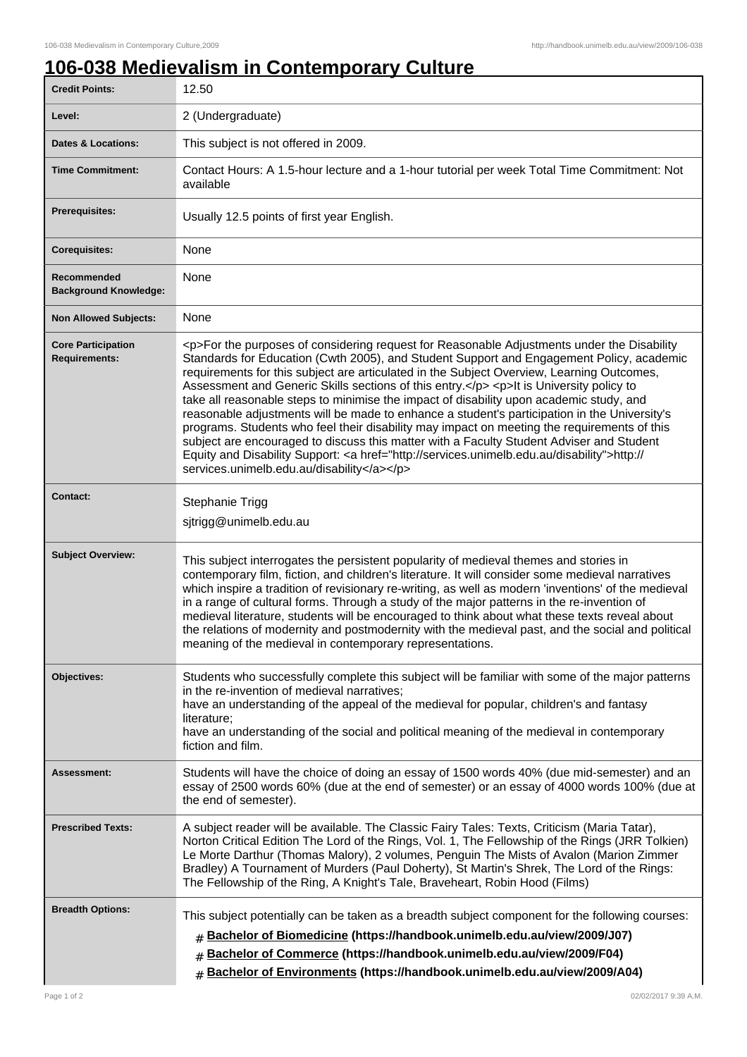# 106-038 Medievalism in Contemporary Culture

| | |
|---|---|
| **Credit Points:** | 12.50 |
| **Level:** | 2 (Undergraduate) |
| **Dates & Locations:** | This subject is not offered in 2009. |
| **Time Commitment:** | Contact Hours: A 1.5-hour lecture and a 1-hour tutorial per week Total Time Commitment: Not available |
| **Prerequisites:** | Usually 12.5 points of first year English. |
| **Corequisites:** | None |
| **Recommended Background Knowledge:** | None |
| **Non Allowed Subjects:** | None |
| **Core Participation Requirements:** | <p>For the purposes of considering request for Reasonable Adjustments under the Disability Standards for Education (Cwth 2005), and Student Support and Engagement Policy, academic requirements for this subject are articulated in the Subject Overview, Learning Outcomes, Assessment and Generic Skills sections of this entry.</p> <p>It is University policy to take all reasonable steps to minimise the impact of disability upon academic study, and reasonable adjustments will be made to enhance a student's participation in the University's programs. Students who feel their disability may impact on meeting the requirements of this subject are encouraged to discuss this matter with a Faculty Student Adviser and Student Equity and Disability Support: <a href="http://services.unimelb.edu.au/disability">http://services.unimelb.edu.au/disability</a></p> |
| **Contact:** | Stephanie Trigg<br>sjtrigg@unimelb.edu.au |
| **Subject Overview:** | This subject interrogates the persistent popularity of medieval themes and stories in contemporary film, fiction, and children's literature. It will consider some medieval narratives which inspire a tradition of revisionary re-writing, as well as modern 'inventions' of the medieval in a range of cultural forms. Through a study of the major patterns in the re-invention of medieval literature, students will be encouraged to think about what these texts reveal about the relations of modernity and postmodernity with the medieval past, and the social and political meaning of the medieval in contemporary representations. |
| **Objectives:** | Students who successfully complete this subject will be familiar with some of the major patterns in the re-invention of medieval narratives;<br>have an understanding of the appeal of the medieval for popular, children's and fantasy literature;<br>have an understanding of the social and political meaning of the medieval in contemporary fiction and film. |
| **Assessment:** | Students will have the choice of doing an essay of 1500 words 40% (due mid-semester) and an essay of 2500 words 60% (due at the end of semester) or an essay of 4000 words 100% (due at the end of semester). |
| **Prescribed Texts:** | A subject reader will be available. The Classic Fairy Tales: Texts, Criticism (Maria Tatar), Norton Critical Edition The Lord of the Rings, Vol. 1, The Fellowship of the Rings (JRR Tolkien) Le Morte Darthur (Thomas Malory), 2 volumes, Penguin The Mists of Avalon (Marion Zimmer Bradley) A Tournament of Murders (Paul Doherty), St Martin's Shrek, The Lord of the Rings: The Fellowship of the Ring, A Knight's Tale, Braveheart, Robin Hood (Films) |
| **Breadth Options:** | This subject potentially can be taken as a breadth subject component for the following courses:<br># **Bachelor of Biomedicine (https://handbook.unimelb.edu.au/view/2009/J07)**<br># **Bachelor of Commerce (https://handbook.unimelb.edu.au/view/2009/F04)**<br># **Bachelor of Environments (https://handbook.unimelb.edu.au/view/2009/A04)** |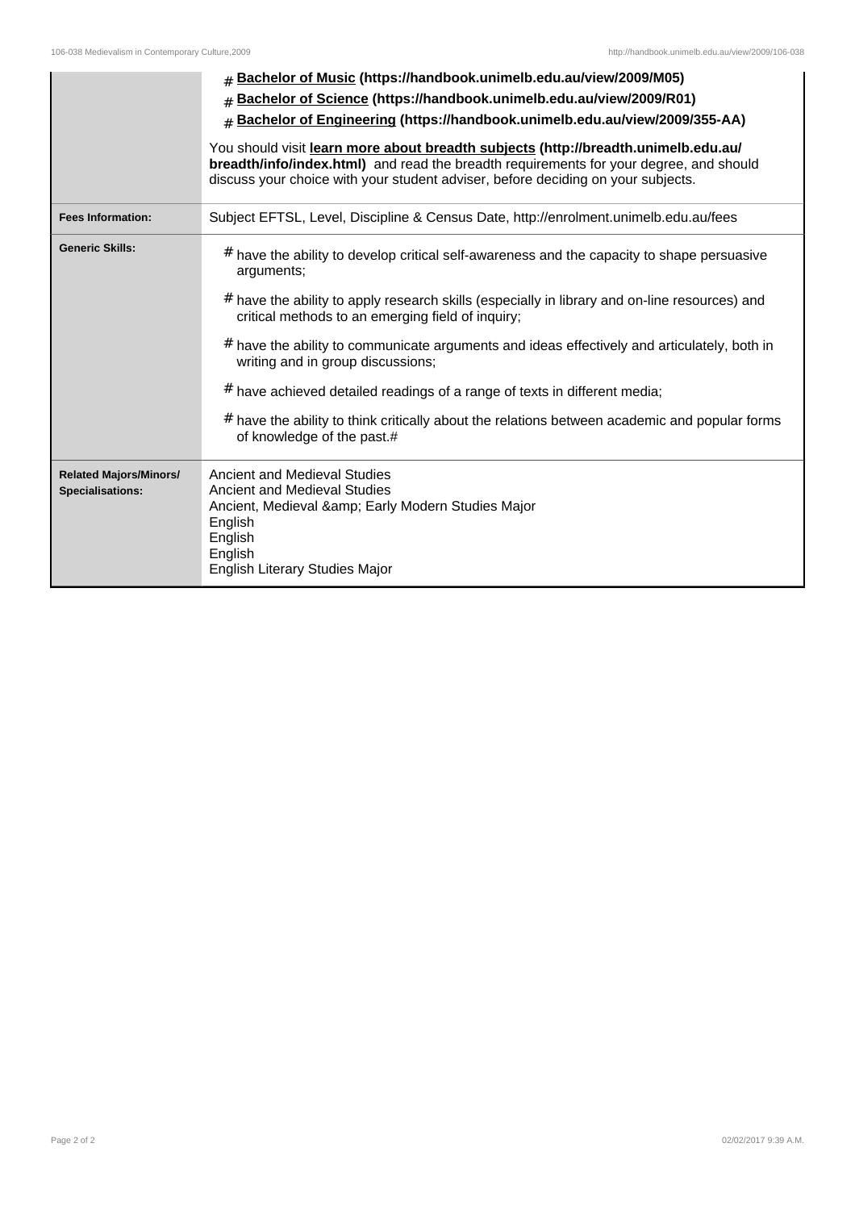| | |
|---|---|
| | # **Bachelor of Music** (https://handbook.unimelb.edu.au/view/2009/M05)<br># **Bachelor of Science** (https://handbook.unimelb.edu.au/view/2009/R01)<br># **Bachelor of Engineering** (https://handbook.unimelb.edu.au/view/2009/355-AA)<br><br>You should visit **learn more about breadth subjects (http://breadth.unimelb.edu.au/breadth/info/index.html)** and read the breadth requirements for your degree, and should discuss your choice with your student adviser, before deciding on your subjects. |
| **Fees Information:** | Subject EFTSL, Level, Discipline & Census Date, http://enrolment.unimelb.edu.au/fees |
| **Generic Skills:** | # have the ability to develop critical self-awareness and the capacity to shape persuasive arguments;<br># have the ability to apply research skills (especially in library and on-line resources) and critical methods to an emerging field of inquiry;<br># have the ability to communicate arguments and ideas effectively and articulately, both in writing and in group discussions;<br># have achieved detailed readings of a range of texts in different media;<br># have the ability to think critically about the relations between academic and popular forms of knowledge of the past.# |
| **Related Majors/Minors/ Specialisations:** | Ancient and Medieval Studies<br>Ancient and Medieval Studies<br>Ancient, Medieval &amp; Early Modern Studies Major<br>English<br>English<br>English<br>English Literary Studies Major |